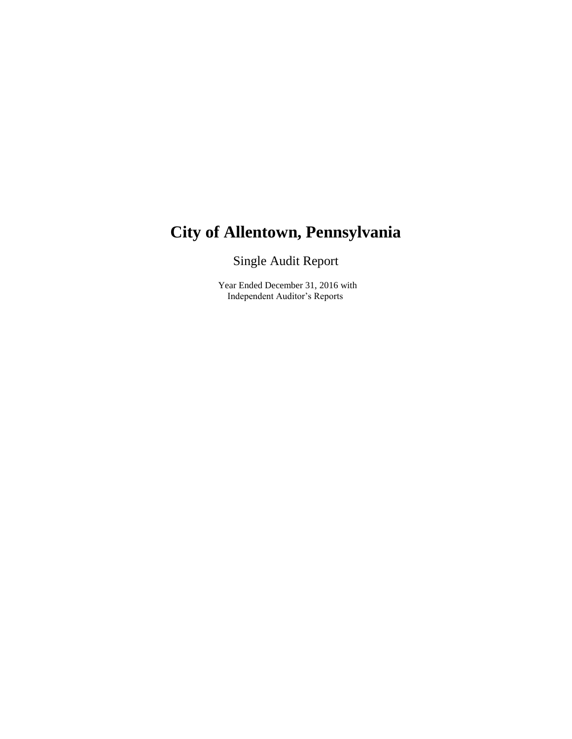# City of Allentown, Pennsylvania

Single Audit Report

Year Ended December 31, 2016 with
Independent Auditor's Reports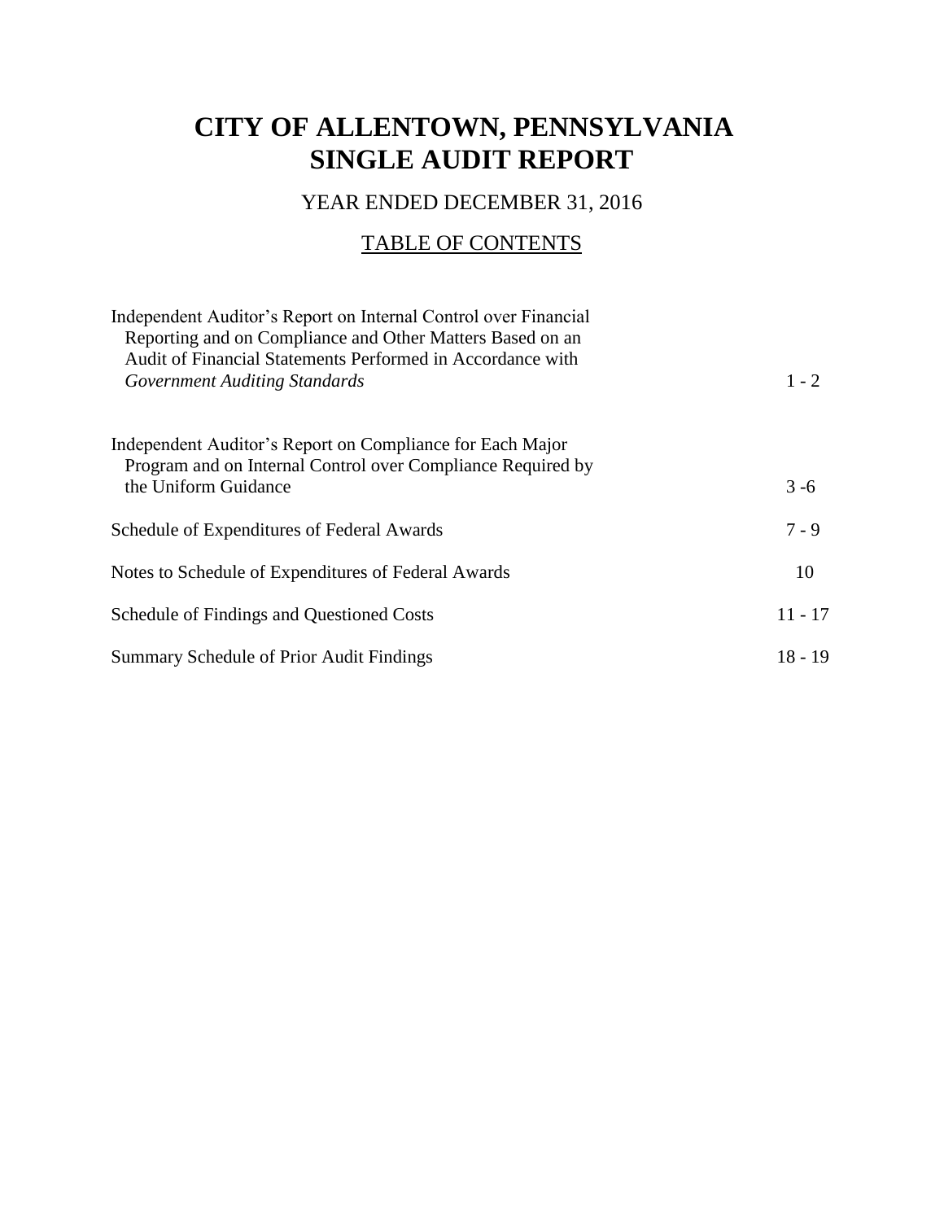# CITY OF ALLENTOWN, PENNSYLVANIA
# SINGLE AUDIT REPORT

## YEAR ENDED DECEMBER 31, 2016

## TABLE OF CONTENTS

| | |
|---|---|
| Independent Auditor's Report on Internal Control over Financial Reporting and on Compliance and Other Matters Based on an Audit of Financial Statements Performed in Accordance with *Government Auditing Standards* | 1 - 2 |
| Independent Auditor's Report on Compliance for Each Major Program and on Internal Control over Compliance Required by the Uniform Guidance | 3 -6 |
| Schedule of Expenditures of Federal Awards | 7 - 9 |
| Notes to Schedule of Expenditures of Federal Awards | 10 |
| Schedule of Findings and Questioned Costs | 11 - 17 |
| Summary Schedule of Prior Audit Findings | 18 - 19 |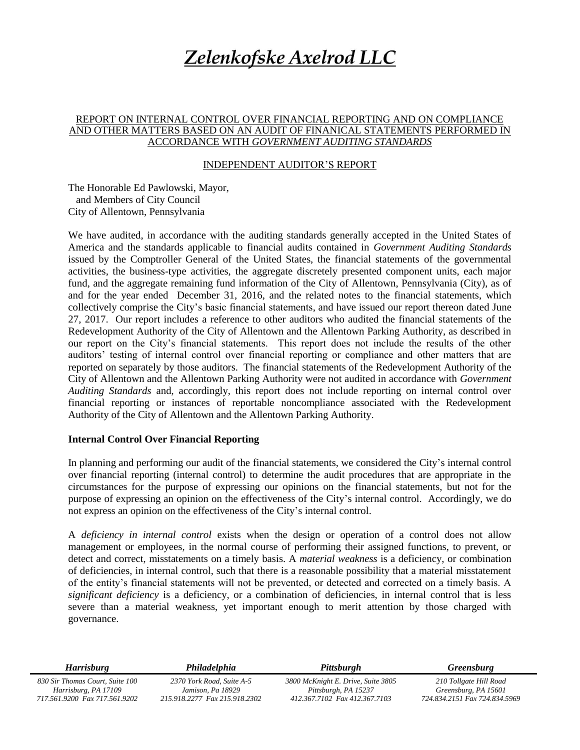# *Zelenkofske Axelrod LLC*

REPORT ON INTERNAL CONTROL OVER FINANCIAL REPORTING AND ON COMPLIANCE AND OTHER MATTERS BASED ON AN AUDIT OF FINANICAL STATEMENTS PERFORMED IN ACCORDANCE WITH *GOVERNMENT AUDITING STANDARDS*

INDEPENDENT AUDITOR'S REPORT

The Honorable Ed Pawlowski, Mayor,
and Members of City Council
City of Allentown, Pennsylvania

We have audited, in accordance with the auditing standards generally accepted in the United States of America and the standards applicable to financial audits contained in *Government Auditing Standards* issued by the Comptroller General of the United States, the financial statements of the governmental activities, the business-type activities, the aggregate discretely presented component units, each major fund, and the aggregate remaining fund information of the City of Allentown, Pennsylvania (City), as of and for the year ended December 31, 2016, and the related notes to the financial statements, which collectively comprise the City's basic financial statements, and have issued our report thereon dated June 27, 2017. Our report includes a reference to other auditors who audited the financial statements of the Redevelopment Authority of the City of Allentown and the Allentown Parking Authority, as described in our report on the City's financial statements. This report does not include the results of the other auditors' testing of internal control over financial reporting or compliance and other matters that are reported on separately by those auditors. The financial statements of the Redevelopment Authority of the City of Allentown and the Allentown Parking Authority were not audited in accordance with *Government Auditing Standards* and, accordingly, this report does not include reporting on internal control over financial reporting or instances of reportable noncompliance associated with the Redevelopment Authority of the City of Allentown and the Allentown Parking Authority.

**Internal Control Over Financial Reporting**

In planning and performing our audit of the financial statements, we considered the City's internal control over financial reporting (internal control) to determine the audit procedures that are appropriate in the circumstances for the purpose of expressing our opinions on the financial statements, but not for the purpose of expressing an opinion on the effectiveness of the City's internal control. Accordingly, we do not express an opinion on the effectiveness of the City's internal control.

A *deficiency in internal control* exists when the design or operation of a control does not allow management or employees, in the normal course of performing their assigned functions, to prevent, or detect and correct, misstatements on a timely basis. A *material weakness* is a deficiency, or combination of deficiencies, in internal control, such that there is a reasonable possibility that a material misstatement of the entity's financial statements will not be prevented, or detected and corrected on a timely basis. A *significant deficiency* is a deficiency, or a combination of deficiencies, in internal control that is less severe than a material weakness, yet important enough to merit attention by those charged with governance.

| ***Harrisburg*** | ***Philadelphia*** | ***Pittsburgh*** | ***Greensburg*** |
|---|---|---|---|
| *830 Sir Thomas Court, Suite 100* | *2370 York Road, Suite A-5* | *3800 McKnight E. Drive, Suite 3805* | *210 Tollgate Hill Road* |
| *Harrisburg, PA 17109* | *Jamison, Pa 18929* | *Pittsburgh, PA 15237* | *Greensburg, PA 15601* |
| *717.561.9200 Fax 717.561.9202* | *215.918.2277 Fax 215.918.2302* | *412.367.7102 Fax 412.367.7103* | *724.834.2151 Fax 724.834.5969* |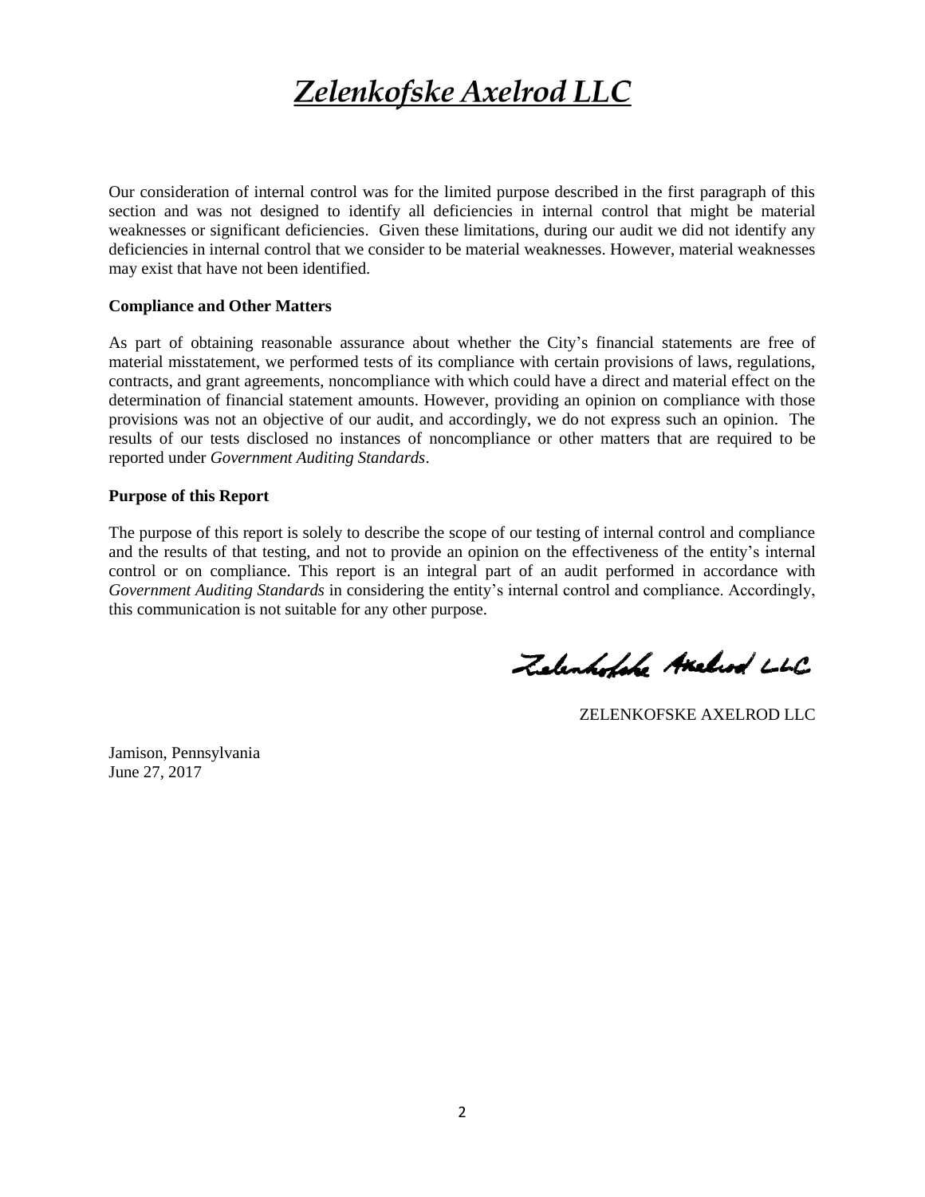# ***Zelenkofske Axelrod LLC***

Our consideration of internal control was for the limited purpose described in the first paragraph of this section and was not designed to identify all deficiencies in internal control that might be material weaknesses or significant deficiencies. Given these limitations, during our audit we did not identify any deficiencies in internal control that we consider to be material weaknesses. However, material weaknesses may exist that have not been identified.

**Compliance and Other Matters**

As part of obtaining reasonable assurance about whether the City's financial statements are free of material misstatement, we performed tests of its compliance with certain provisions of laws, regulations, contracts, and grant agreements, noncompliance with which could have a direct and material effect on the determination of financial statement amounts. However, providing an opinion on compliance with those provisions was not an objective of our audit, and accordingly, we do not express such an opinion. The results of our tests disclosed no instances of noncompliance or other matters that are required to be reported under *Government Auditing Standards*.

**Purpose of this Report**

The purpose of this report is solely to describe the scope of our testing of internal control and compliance and the results of that testing, and not to provide an opinion on the effectiveness of the entity's internal control or on compliance. This report is an integral part of an audit performed in accordance with *Government Auditing Standards* in considering the entity's internal control and compliance. Accordingly, this communication is not suitable for any other purpose.

Zelenkofske Axelrod LLC

ZELENKOFSKE AXELROD LLC

Jamison, Pennsylvania
June 27, 2017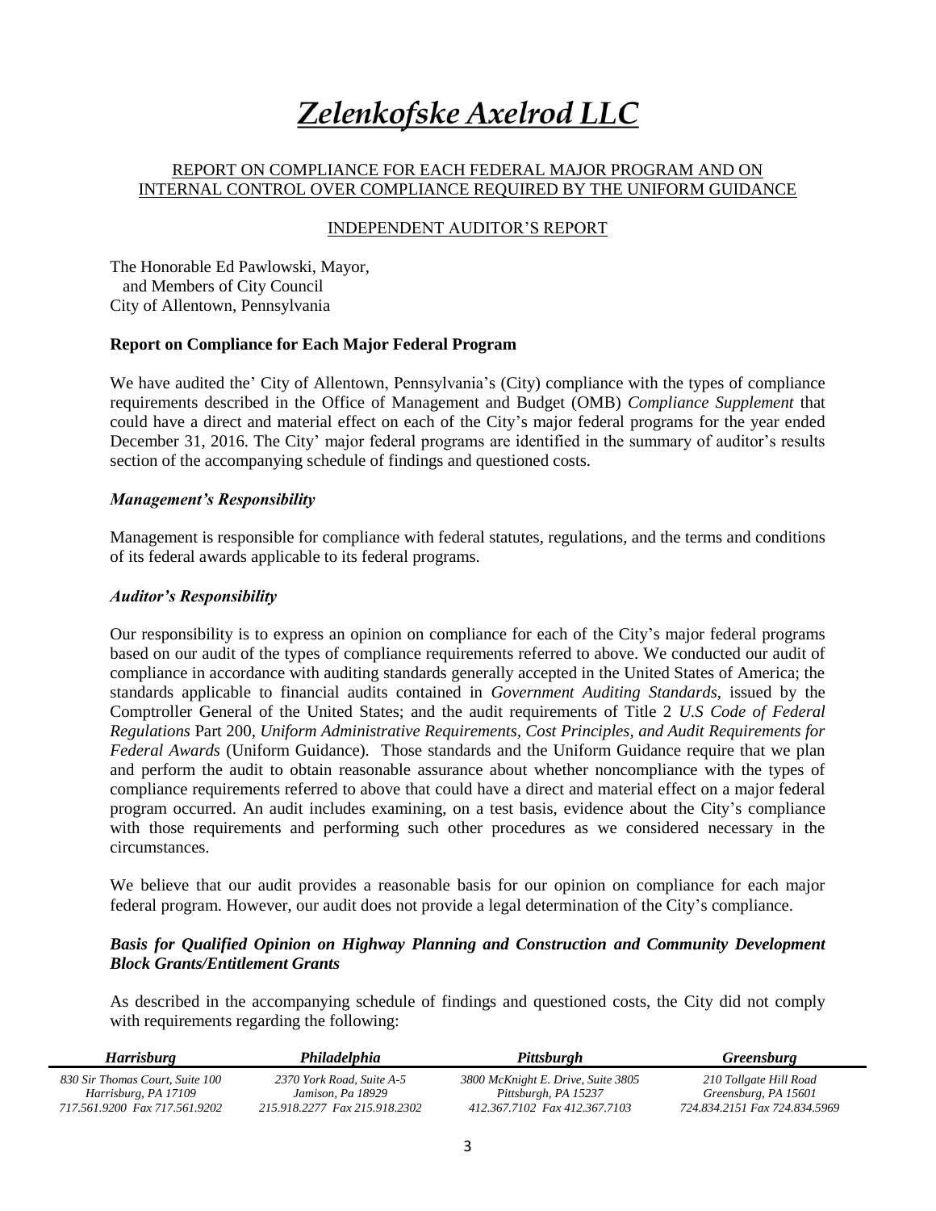# *Zelenkofske Axelrod LLC*

REPORT ON COMPLIANCE FOR EACH FEDERAL MAJOR PROGRAM AND ON INTERNAL CONTROL OVER COMPLIANCE REQUIRED BY THE UNIFORM GUIDANCE

INDEPENDENT AUDITOR'S REPORT

The Honorable Ed Pawlowski, Mayor,
and Members of City Council
City of Allentown, Pennsylvania

**Report on Compliance for Each Major Federal Program**

We have audited the' City of Allentown, Pennsylvania's (City) compliance with the types of compliance requirements described in the Office of Management and Budget (OMB) *Compliance Supplement* that could have a direct and material effect on each of the City's major federal programs for the year ended December 31, 2016. The City' major federal programs are identified in the summary of auditor's results section of the accompanying schedule of findings and questioned costs.

***Management's Responsibility***

Management is responsible for compliance with federal statutes, regulations, and the terms and conditions of its federal awards applicable to its federal programs.

***Auditor's Responsibility***

Our responsibility is to express an opinion on compliance for each of the City's major federal programs based on our audit of the types of compliance requirements referred to above. We conducted our audit of compliance in accordance with auditing standards generally accepted in the United States of America; the standards applicable to financial audits contained in *Government Auditing Standards*, issued by the Comptroller General of the United States; and the audit requirements of Title 2 *U.S Code of Federal Regulations* Part 200, *Uniform Administrative Requirements, Cost Principles, and Audit Requirements for Federal Awards* (Uniform Guidance). Those standards and the Uniform Guidance require that we plan and perform the audit to obtain reasonable assurance about whether noncompliance with the types of compliance requirements referred to above that could have a direct and material effect on a major federal program occurred. An audit includes examining, on a test basis, evidence about the City's compliance with those requirements and performing such other procedures as we considered necessary in the circumstances.

We believe that our audit provides a reasonable basis for our opinion on compliance for each major federal program. However, our audit does not provide a legal determination of the City's compliance.

***Basis for Qualified Opinion on Highway Planning and Construction and Community Development Block Grants/Entitlement Grants***

As described in the accompanying schedule of findings and questioned costs, the City did not comply with requirements regarding the following:

| *Harrisburg* | *Philadelphia* | *Pittsburgh* | *Greensburg* |
|---|---|---|---|
| *830 Sir Thomas Court, Suite 100*<br>*Harrisburg, PA 17109*<br>*717.561.9200 Fax 717.561.9202* | *2370 York Road, Suite A-5*<br>*Jamison, Pa 18929*<br>*215.918.2277 Fax 215.918.2302* | *3800 McKnight E. Drive, Suite 3805*<br>*Pittsburgh, PA 15237*<br>*412.367.7102 Fax 412.367.7103* | *210 Tollgate Hill Road*<br>*Greensburg, PA 15601*<br>*724.834.2151 Fax 724.834.5969* |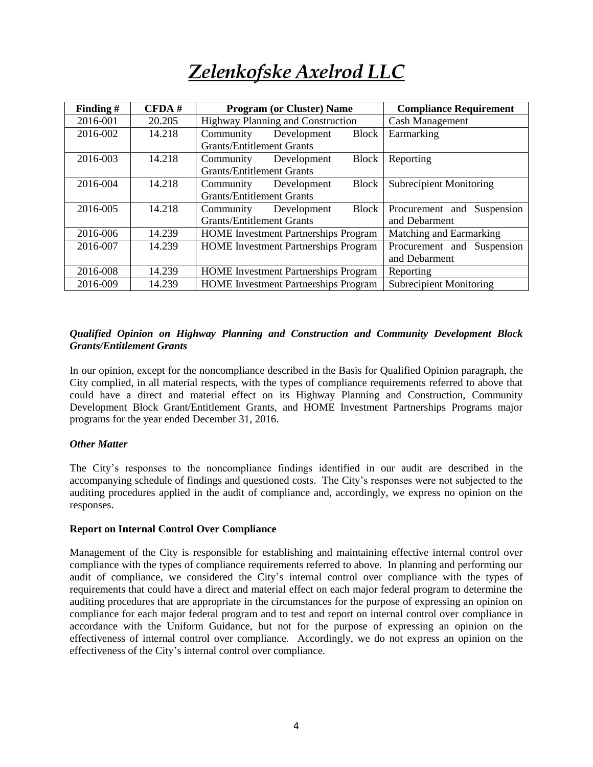# *Zelenkofske Axelrod LLC*

| Finding # | CFDA # | Program (or Cluster) Name | Compliance Requirement |
|---|---|---|---|
| 2016-001 | 20.205 | Highway Planning and Construction | Cash Management |
| 2016-002 | 14.218 | Community Development Block Grants/Entitlement Grants | Earmarking |
| 2016-003 | 14.218 | Community Development Block Grants/Entitlement Grants | Reporting |
| 2016-004 | 14.218 | Community Development Block Grants/Entitlement Grants | Subrecipient Monitoring |
| 2016-005 | 14.218 | Community Development Block Grants/Entitlement Grants | Procurement and Suspension and Debarment |
| 2016-006 | 14.239 | HOME Investment Partnerships Program | Matching and Earmarking |
| 2016-007 | 14.239 | HOME Investment Partnerships Program | Procurement and Suspension and Debarment |
| 2016-008 | 14.239 | HOME Investment Partnerships Program | Reporting |
| 2016-009 | 14.239 | HOME Investment Partnerships Program | Subrecipient Monitoring |

***Qualified Opinion on Highway Planning and Construction and Community Development Block Grants/Entitlement Grants***

In our opinion, except for the noncompliance described in the Basis for Qualified Opinion paragraph, the City complied, in all material respects, with the types of compliance requirements referred to above that could have a direct and material effect on its Highway Planning and Construction, Community Development Block Grant/Entitlement Grants, and HOME Investment Partnerships Programs major programs for the year ended December 31, 2016.

***Other Matter***

The City's responses to the noncompliance findings identified in our audit are described in the accompanying schedule of findings and questioned costs. The City's responses were not subjected to the auditing procedures applied in the audit of compliance and, accordingly, we express no opinion on the responses.

**Report on Internal Control Over Compliance**

Management of the City is responsible for establishing and maintaining effective internal control over compliance with the types of compliance requirements referred to above. In planning and performing our audit of compliance, we considered the City's internal control over compliance with the types of requirements that could have a direct and material effect on each major federal program to determine the auditing procedures that are appropriate in the circumstances for the purpose of expressing an opinion on compliance for each major federal program and to test and report on internal control over compliance in accordance with the Uniform Guidance, but not for the purpose of expressing an opinion on the effectiveness of internal control over compliance. Accordingly, we do not express an opinion on the effectiveness of the City's internal control over compliance.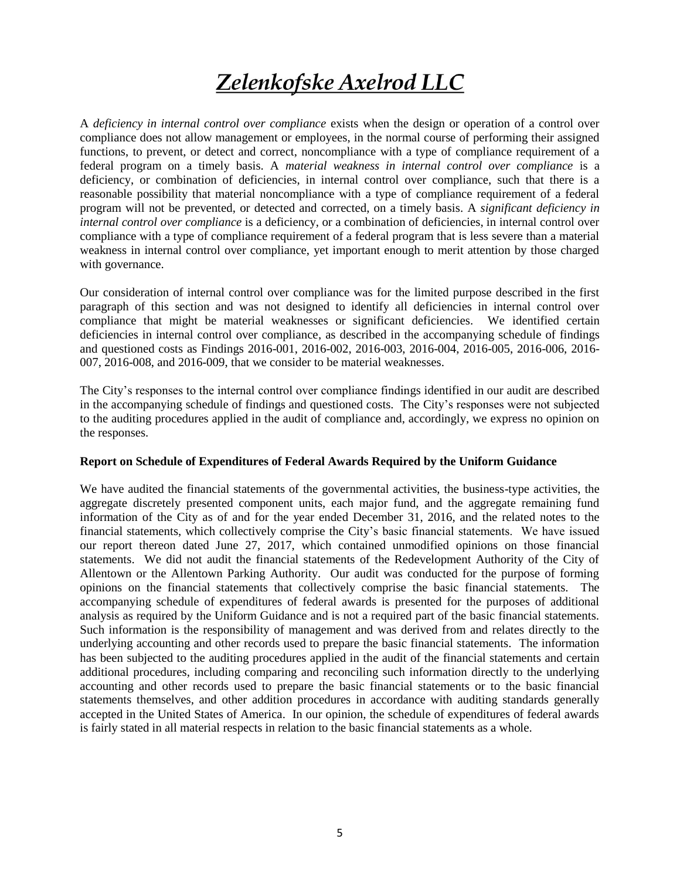# *Zelenkofske Axelrod LLC*

A *deficiency in internal control over compliance* exists when the design or operation of a control over compliance does not allow management or employees, in the normal course of performing their assigned functions, to prevent, or detect and correct, noncompliance with a type of compliance requirement of a federal program on a timely basis. A *material weakness in internal control over compliance* is a deficiency, or combination of deficiencies, in internal control over compliance, such that there is a reasonable possibility that material noncompliance with a type of compliance requirement of a federal program will not be prevented, or detected and corrected, on a timely basis. A *significant deficiency in internal control over compliance* is a deficiency, or a combination of deficiencies, in internal control over compliance with a type of compliance requirement of a federal program that is less severe than a material weakness in internal control over compliance, yet important enough to merit attention by those charged with governance.

Our consideration of internal control over compliance was for the limited purpose described in the first paragraph of this section and was not designed to identify all deficiencies in internal control over compliance that might be material weaknesses or significant deficiencies. We identified certain deficiencies in internal control over compliance, as described in the accompanying schedule of findings and questioned costs as Findings 2016-001, 2016-002, 2016-003, 2016-004, 2016-005, 2016-006, 2016-007, 2016-008, and 2016-009, that we consider to be material weaknesses.

The City's responses to the internal control over compliance findings identified in our audit are described in the accompanying schedule of findings and questioned costs. The City's responses were not subjected to the auditing procedures applied in the audit of compliance and, accordingly, we express no opinion on the responses.

**Report on Schedule of Expenditures of Federal Awards Required by the Uniform Guidance**

We have audited the financial statements of the governmental activities, the business-type activities, the aggregate discretely presented component units, each major fund, and the aggregate remaining fund information of the City as of and for the year ended December 31, 2016, and the related notes to the financial statements, which collectively comprise the City's basic financial statements. We have issued our report thereon dated June 27, 2017, which contained unmodified opinions on those financial statements. We did not audit the financial statements of the Redevelopment Authority of the City of Allentown or the Allentown Parking Authority. Our audit was conducted for the purpose of forming opinions on the financial statements that collectively comprise the basic financial statements. The accompanying schedule of expenditures of federal awards is presented for the purposes of additional analysis as required by the Uniform Guidance and is not a required part of the basic financial statements. Such information is the responsibility of management and was derived from and relates directly to the underlying accounting and other records used to prepare the basic financial statements. The information has been subjected to the auditing procedures applied in the audit of the financial statements and certain additional procedures, including comparing and reconciling such information directly to the underlying accounting and other records used to prepare the basic financial statements or to the basic financial statements themselves, and other addition procedures in accordance with auditing standards generally accepted in the United States of America. In our opinion, the schedule of expenditures of federal awards is fairly stated in all material respects in relation to the basic financial statements as a whole.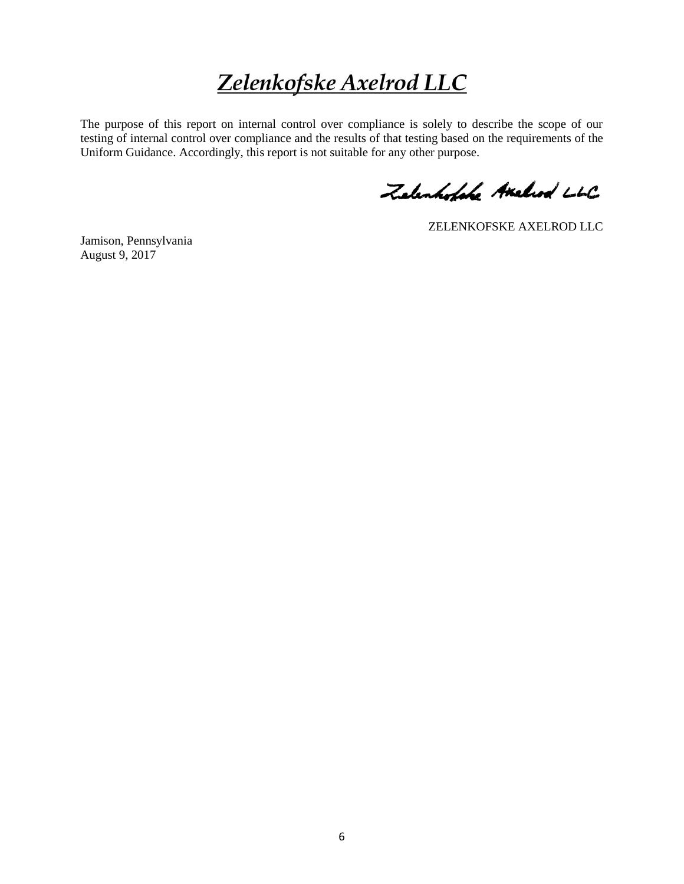# *Zelenkofske Axelrod LLC*

The purpose of this report on internal control over compliance is solely to describe the scope of our testing of internal control over compliance and the results of that testing based on the requirements of the Uniform Guidance. Accordingly, this report is not suitable for any other purpose.

Zelenkofske Axelrod LLC

ZELENKOFSKE AXELROD LLC

Jamison, Pennsylvania
August 9, 2017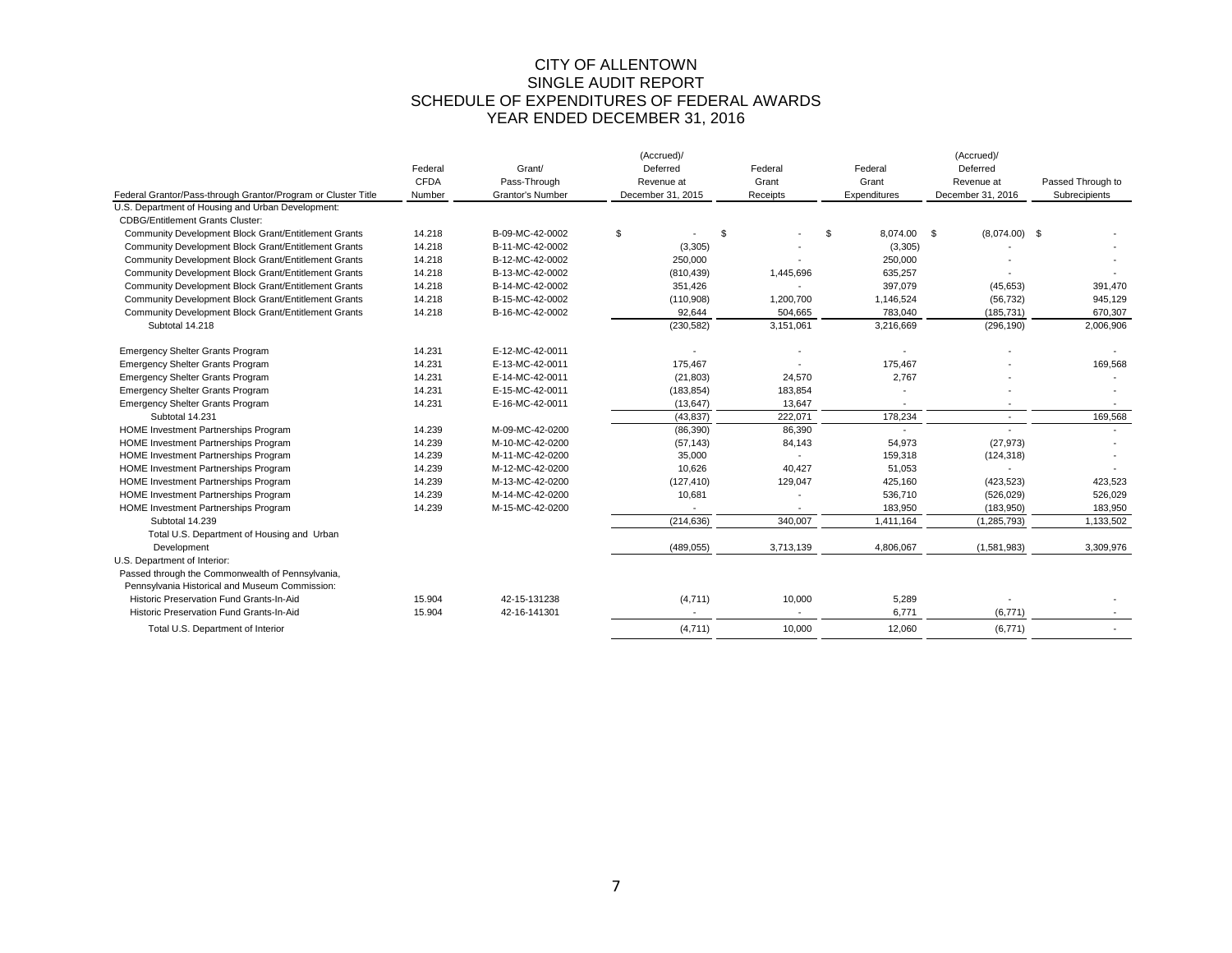# CITY OF ALLENTOWN
## SINGLE AUDIT REPORT
## SCHEDULE OF EXPENDITURES OF FEDERAL AWARDS
## YEAR ENDED DECEMBER 31, 2016

| Federal Grantor/Pass-through Grantor/Program or Cluster Title | Federal CFDA Number | Grant/ Pass-Through Grantor's Number | (Accrued)/ Deferred Revenue at December 31, 2015 | Federal Grant Receipts | Federal Grant Expenditures | (Accrued)/ Deferred Revenue at December 31, 2016 | Passed Through to Subrecipients |
|---|---|---|---|---|---|---|---|
| U.S. Department of Housing and Urban Development: | | | | | | | |
| CDBG/Entitlement Grants Cluster: | | | | | | | |
| Community Development Block Grant/Entitlement Grants | 14.218 | B-09-MC-42-0002 | $ - | $ - | $ 8,074.00 | $ (8,074.00) | $ - |
| Community Development Block Grant/Entitlement Grants | 14.218 | B-11-MC-42-0002 | (3,305) | - | (3,305) | - | - |
| Community Development Block Grant/Entitlement Grants | 14.218 | B-12-MC-42-0002 | 250,000 | - | 250,000 | - | - |
| Community Development Block Grant/Entitlement Grants | 14.218 | B-13-MC-42-0002 | (810,439) | 1,445,696 | 635,257 | - | - |
| Community Development Block Grant/Entitlement Grants | 14.218 | B-14-MC-42-0002 | 351,426 | - | 397,079 | (45,653) | 391,470 |
| Community Development Block Grant/Entitlement Grants | 14.218 | B-15-MC-42-0002 | (110,908) | 1,200,700 | 1,146,524 | (56,732) | 945,129 |
| Community Development Block Grant/Entitlement Grants | 14.218 | B-16-MC-42-0002 | 92,644 | 504,665 | 783,040 | (185,731) | 670,307 |
| Subtotal 14.218 | | | (230,582) | 3,151,061 | 3,216,669 | (296,190) | 2,006,906 |
| Emergency Shelter Grants Program | 14.231 | E-12-MC-42-0011 | - | - | - | - | - |
| Emergency Shelter Grants Program | 14.231 | E-13-MC-42-0011 | 175,467 | - | 175,467 | - | 169,568 |
| Emergency Shelter Grants Program | 14.231 | E-14-MC-42-0011 | (21,803) | 24,570 | 2,767 | - | - |
| Emergency Shelter Grants Program | 14.231 | E-15-MC-42-0011 | (183,854) | 183,854 | - | - | - |
| Emergency Shelter Grants Program | 14.231 | E-16-MC-42-0011 | (13,647) | 13,647 | - | - | - |
| Subtotal 14.231 | | | (43,837) | 222,071 | 178,234 | - | 169,568 |
| HOME Investment Partnerships Program | 14.239 | M-09-MC-42-0200 | (86,390) | 86,390 | - | - | - |
| HOME Investment Partnerships Program | 14.239 | M-10-MC-42-0200 | (57,143) | 84,143 | 54,973 | (27,973) | - |
| HOME Investment Partnerships Program | 14.239 | M-11-MC-42-0200 | 35,000 | - | 159,318 | (124,318) | - |
| HOME Investment Partnerships Program | 14.239 | M-12-MC-42-0200 | 10,626 | 40,427 | 51,053 | - | - |
| HOME Investment Partnerships Program | 14.239 | M-13-MC-42-0200 | (127,410) | 129,047 | 425,160 | (423,523) | 423,523 |
| HOME Investment Partnerships Program | 14.239 | M-14-MC-42-0200 | 10,681 | - | 536,710 | (526,029) | 526,029 |
| HOME Investment Partnerships Program | 14.239 | M-15-MC-42-0200 | - | - | 183,950 | (183,950) | 183,950 |
| Subtotal 14.239 | | | (214,636) | 340,007 | 1,411,164 | (1,285,793) | 1,133,502 |
| Total U.S. Department of Housing and Urban Development | | | (489,055) | 3,713,139 | 4,806,067 | (1,581,983) | 3,309,976 |
| U.S. Department of Interior: | | | | | | | |
| Passed through the Commonwealth of Pennsylvania, Pennsylvania Historical and Museum Commission: | | | | | | | |
| Historic Preservation Fund Grants-In-Aid | 15.904 | 42-15-131238 | (4,711) | 10,000 | 5,289 | - | - |
| Historic Preservation Fund Grants-In-Aid | 15.904 | 42-16-141301 | - | - | 6,771 | (6,771) | - |
| Total U.S. Department of Interior | | | (4,711) | 10,000 | 12,060 | (6,771) | - |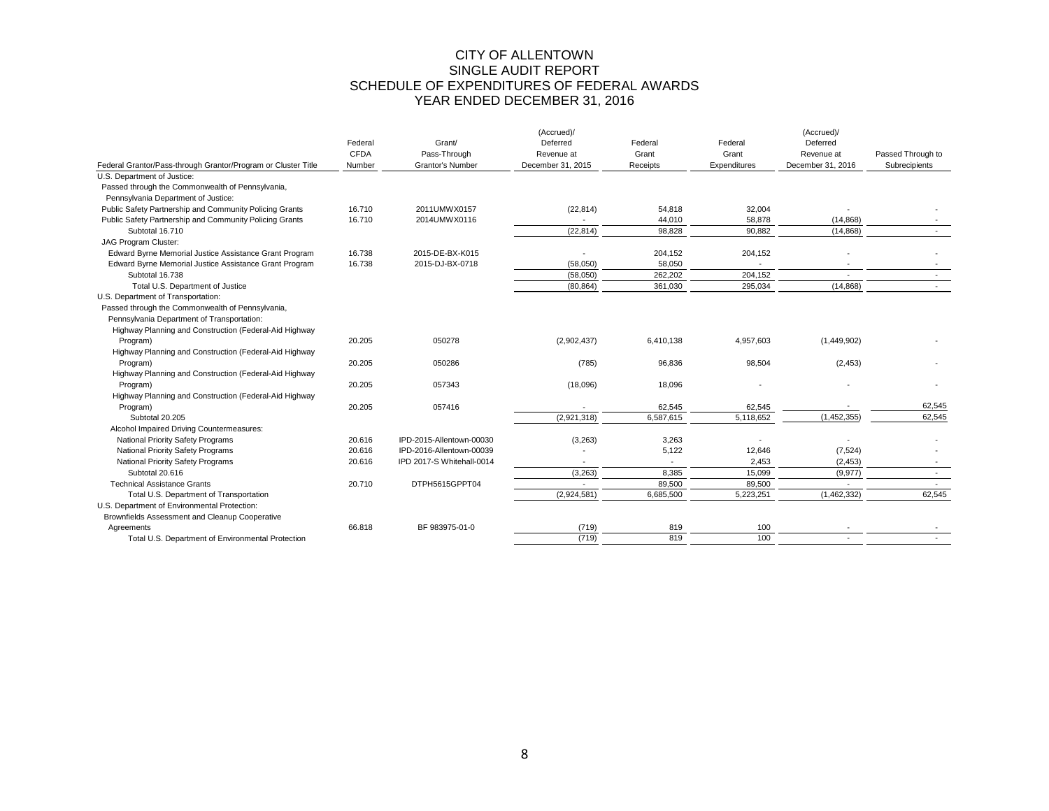# CITY OF ALLENTOWN
## SINGLE AUDIT REPORT
## SCHEDULE OF EXPENDITURES OF FEDERAL AWARDS
## YEAR ENDED DECEMBER 31, 2016

| Federal Grantor/Pass-through Grantor/Program or Cluster Title | Federal CFDA Number | Grant/ Pass-Through Grantor's Number | (Accrued)/ Deferred Revenue at December 31, 2015 | Federal Grant Receipts | Federal Grant Expenditures | (Accrued)/ Deferred Revenue at December 31, 2016 | Passed Through to Subrecipients |
|---|---|---|---|---|---|---|---|
| U.S. Department of Justice: | | | | | | | |
| Passed through the Commonwealth of Pennsylvania, | | | | | | | |
| Pennsylvania Department of Justice: | | | | | | | |
| Public Safety Partnership and Community Policing Grants | 16.710 | 2011UMWX0157 | (22,814) | 54,818 | 32,004 | - | - |
| Public Safety Partnership and Community Policing Grants | 16.710 | 2014UMWX0116 | - | 44,010 | 58,878 | (14,868) | - |
| Subtotal 16.710 | | | (22,814) | 98,828 | 90,882 | (14,868) | - |
| JAG Program Cluster: | | | | | | | |
| Edward Byrne Memorial Justice Assistance Grant Program | 16.738 | 2015-DE-BX-K015 | - | 204,152 | 204,152 | - | - |
| Edward Byrne Memorial Justice Assistance Grant Program | 16.738 | 2015-DJ-BX-0718 | (58,050) | 58,050 | - | - | - |
| Subtotal 16.738 | | | (58,050) | 262,202 | 204,152 | - | - |
| Total U.S. Department of Justice | | | (80,864) | 361,030 | 295,034 | (14,868) | - |
| U.S. Department of Transportation: | | | | | | | |
| Passed through the Commonwealth of Pennsylvania, | | | | | | | |
| Pennsylvania Department of Transportation: | | | | | | | |
| Highway Planning and Construction (Federal-Aid Highway Program) | 20.205 | 050278 | (2,902,437) | 6,410,138 | 4,957,603 | (1,449,902) | - |
| Highway Planning and Construction (Federal-Aid Highway Program) | 20.205 | 050286 | (785) | 96,836 | 98,504 | (2,453) | - |
| Highway Planning and Construction (Federal-Aid Highway Program) | 20.205 | 057343 | (18,096) | 18,096 | - | - | - |
| Highway Planning and Construction (Federal-Aid Highway Program) | 20.205 | 057416 | - | 62,545 | 62,545 | - | 62,545 |
| Subtotal 20.205 | | | (2,921,318) | 6,587,615 | 5,118,652 | (1,452,355) | 62,545 |
| Alcohol Impaired Driving Countermeasures: | | | | | | | |
| National Priority Safety Programs | 20.616 | IPD-2015-Allentown-00030 | (3,263) | 3,263 | - | - | - |
| National Priority Safety Programs | 20.616 | IPD-2016-Allentown-00039 | - | 5,122 | 12,646 | (7,524) | - |
| National Priority Safety Programs | 20.616 | IPD 2017-S Whitehall-0014 | - | - | 2,453 | (2,453) | - |
| Subtotal 20.616 | | | (3,263) | 8,385 | 15,099 | (9,977) | - |
| Technical Assistance Grants | 20.710 | DTPH5615GPPT04 | - | 89,500 | 89,500 | - | - |
| Total U.S. Department of Transportation | | | (2,924,581) | 6,685,500 | 5,223,251 | (1,462,332) | 62,545 |
| U.S. Department of Environmental Protection: | | | | | | | |
| Brownfields Assessment and Cleanup Cooperative Agreements | 66.818 | BF 983975-01-0 | (719) | 819 | 100 | - | - |
| Total U.S. Department of Environmental Protection | | | (719) | 819 | 100 | - | - |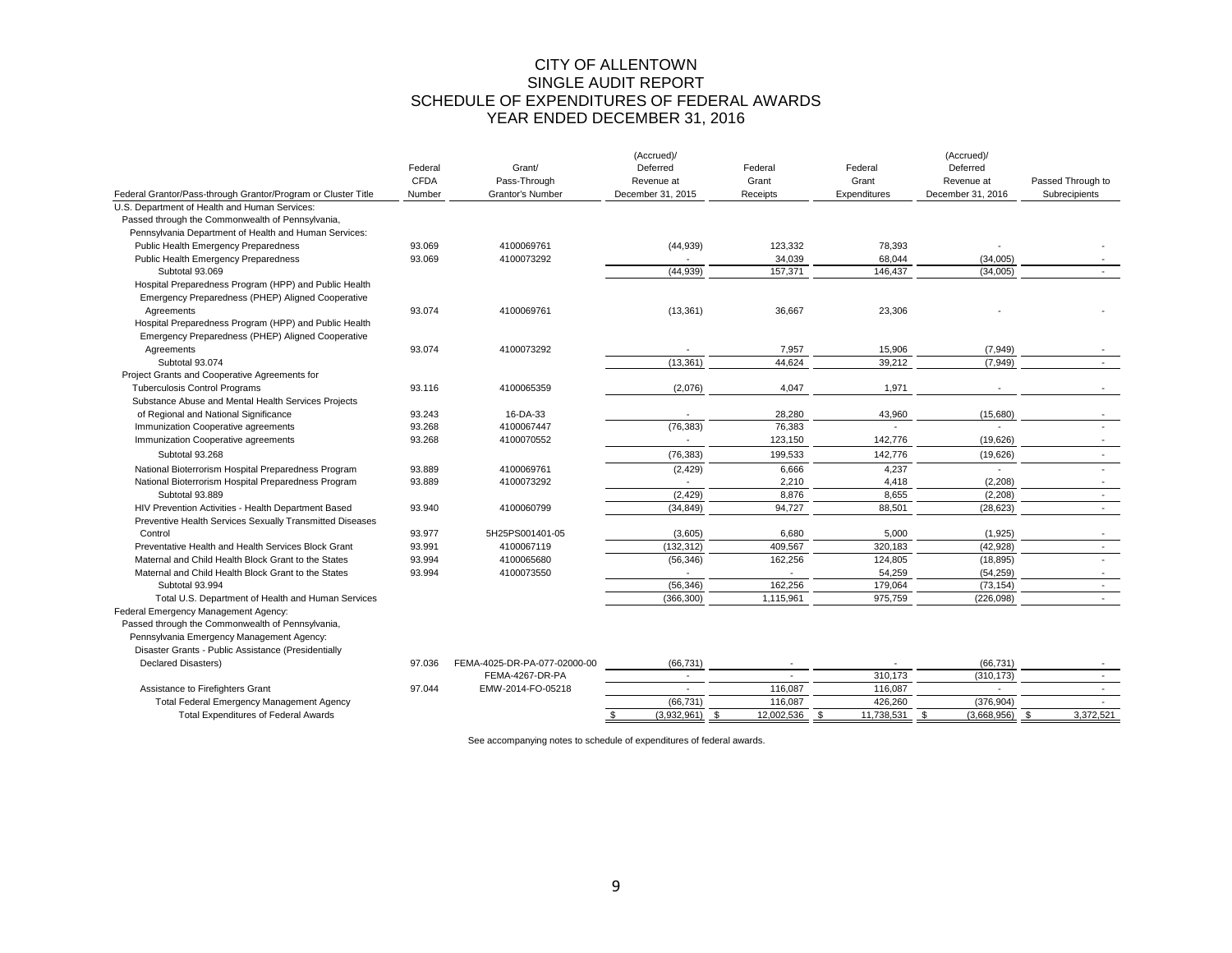# CITY OF ALLENTOWN
## SINGLE AUDIT REPORT
## SCHEDULE OF EXPENDITURES OF FEDERAL AWARDS
## YEAR ENDED DECEMBER 31, 2016

| Federal Grantor/Pass-through Grantor/Program or Cluster Title | Federal CFDA Number | Grant/ Pass-Through Grantor's Number | (Accrued)/ Deferred Revenue at December 31, 2015 | Federal Grant Receipts | Federal Grant Expenditures | (Accrued)/ Deferred Revenue at December 31, 2016 | Passed Through to Subrecipients |
|---|---|---|---|---|---|---|---|
| U.S. Department of Health and Human Services: | | | | | | | |
| Passed through the Commonwealth of Pennsylvania, | | | | | | | |
| Pennsylvania Department of Health and Human Services: | | | | | | | |
| Public Health Emergency Preparedness | 93.069 | 4100069761 | (44,939) | 123,332 | 78,393 | - | - |
| Public Health Emergency Preparedness | 93.069 | 4100073292 | - | 34,039 | 68,044 | (34,005) | - |
| Subtotal 93.069 | | | (44,939) | 157,371 | 146,437 | (34,005) | - |
| Hospital Preparedness Program (HPP) and Public Health Emergency Preparedness (PHEP) Aligned Cooperative Agreements | 93.074 | 4100069761 | (13,361) | 36,667 | 23,306 | - | - |
| Hospital Preparedness Program (HPP) and Public Health Emergency Preparedness (PHEP) Aligned Cooperative Agreements | 93.074 | 4100073292 | - | 7,957 | 15,906 | (7,949) | - |
| Subtotal 93.074 | | | (13,361) | 44,624 | 39,212 | (7,949) | - |
| Project Grants and Cooperative Agreements for Tuberculosis Control Programs | 93.116 | 4100065359 | (2,076) | 4,047 | 1,971 | - | - |
| Substance Abuse and Mental Health Services Projects of Regional and National Significance | 93.243 | 16-DA-33 | - | 28,280 | 43,960 | (15,680) | - |
| Immunization Cooperative agreements | 93.268 | 4100067447 | (76,383) | 76,383 | - | - | - |
| Immunization Cooperative agreements | 93.268 | 4100070552 | - | 123,150 | 142,776 | (19,626) | - |
| Subtotal 93.268 | | | (76,383) | 199,533 | 142,776 | (19,626) | - |
| National Bioterrorism Hospital Preparedness Program | 93.889 | 4100069761 | (2,429) | 6,666 | 4,237 | - | - |
| National Bioterrorism Hospital Preparedness Program | 93.889 | 4100073292 | - | 2,210 | 4,418 | (2,208) | - |
| Subtotal 93.889 | | | (2,429) | 8,876 | 8,655 | (2,208) | - |
| HIV Prevention Activities - Health Department Based | 93.940 | 4100060799 | (34,849) | 94,727 | 88,501 | (28,623) | - |
| Preventive Health Services Sexually Transmitted Diseases Control | 93.977 | 5H25PS001401-05 | (3,605) | 6,680 | 5,000 | (1,925) | - |
| Preventative Health and Health Services Block Grant | 93.991 | 4100067119 | (132,312) | 409,567 | 320,183 | (42,928) | - |
| Maternal and Child Health Block Grant to the States | 93.994 | 4100065680 | (56,346) | 162,256 | 124,805 | (18,895) | - |
| Maternal and Child Health Block Grant to the States | 93.994 | 4100073550 | - | - | 54,259 | (54,259) | - |
| Subtotal 93.994 | | | (56,346) | 162,256 | 179,064 | (73,154) | - |
| Total U.S. Department of Health and Human Services | | | (366,300) | 1,115,961 | 975,759 | (226,098) | - |
| Federal Emergency Management Agency: | | | | | | | |
| Passed through the Commonwealth of Pennsylvania, | | | | | | | |
| Pennsylvania Emergency Management Agency: | | | | | | | |
| Disaster Grants - Public Assistance (Presidentially Declared Disasters) | 97.036 | FEMA-4025-DR-PA-077-02000-00 | (66,731) | - | - | (66,731) | - |
| | | FEMA-4267-DR-PA | - | - | 310,173 | (310,173) | - |
| Assistance to Firefighters Grant | 97.044 | EMW-2014-FO-05218 | - | 116,087 | 116,087 | - | - |
| Total Federal Emergency Management Agency | | | (66,731) | 116,087 | 426,260 | (376,904) | - |
| Total Expenditures of Federal Awards | | | $ (3,932,961) | $ 12,002,536 | $ 11,738,531 | $ (3,668,956) | $ 3,372,521 |

See accompanying notes to schedule of expenditures of federal awards.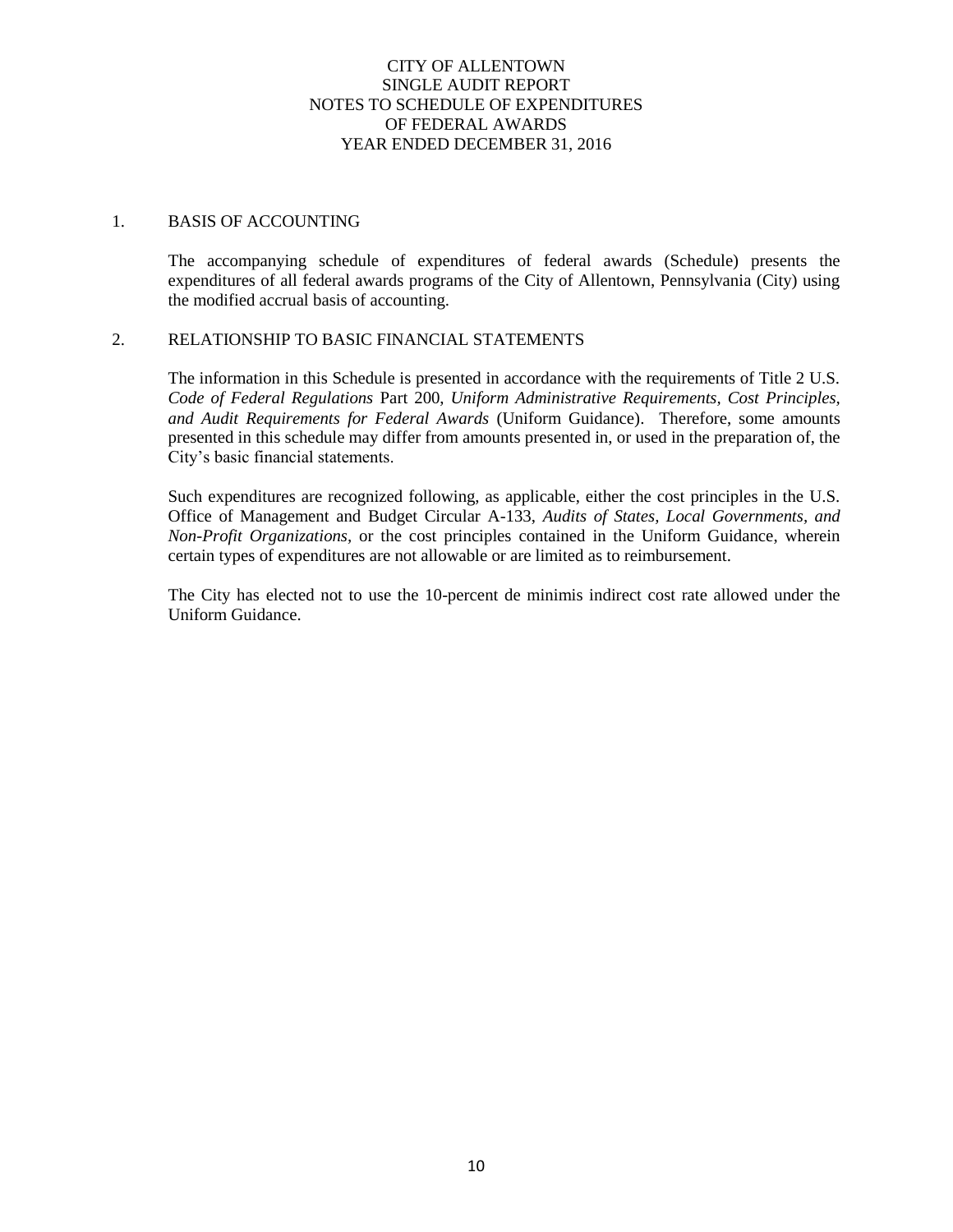# CITY OF ALLENTOWN
## SINGLE AUDIT REPORT
## NOTES TO SCHEDULE OF EXPENDITURES OF FEDERAL AWARDS
## YEAR ENDED DECEMBER 31, 2016

1. BASIS OF ACCOUNTING

   The accompanying schedule of expenditures of federal awards (Schedule) presents the expenditures of all federal awards programs of the City of Allentown, Pennsylvania (City) using the modified accrual basis of accounting.

2. RELATIONSHIP TO BASIC FINANCIAL STATEMENTS

   The information in this Schedule is presented in accordance with the requirements of Title 2 U.S. *Code of Federal Regulations* Part 200, *Uniform Administrative Requirements, Cost Principles, and Audit Requirements for Federal Awards* (Uniform Guidance). Therefore, some amounts presented in this schedule may differ from amounts presented in, or used in the preparation of, the City's basic financial statements.

   Such expenditures are recognized following, as applicable, either the cost principles in the U.S. Office of Management and Budget Circular A-133, *Audits of States, Local Governments, and Non-Profit Organizations*, or the cost principles contained in the Uniform Guidance, wherein certain types of expenditures are not allowable or are limited as to reimbursement.

   The City has elected not to use the 10-percent de minimis indirect cost rate allowed under the Uniform Guidance.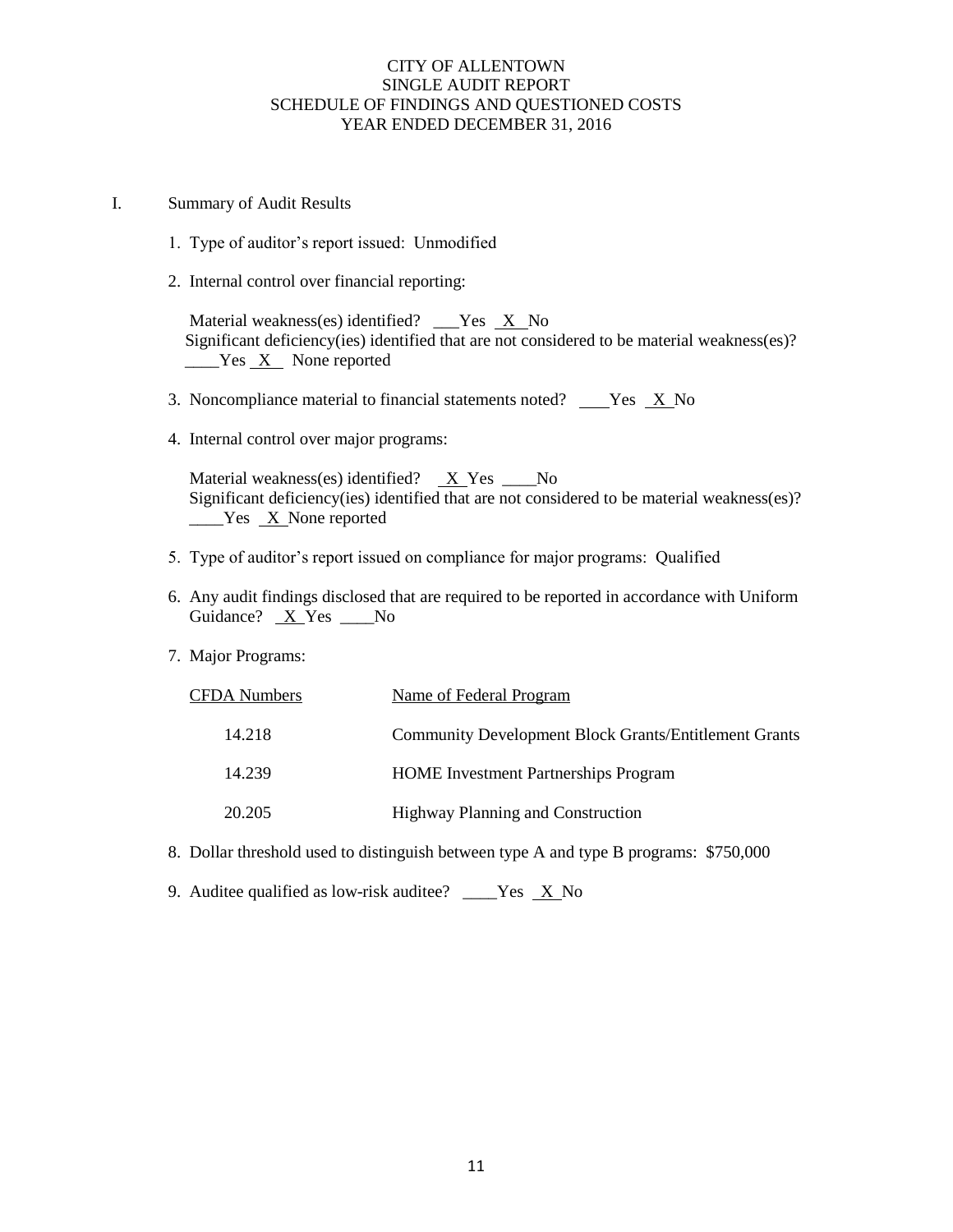# CITY OF ALLENTOWN
## SINGLE AUDIT REPORT
## SCHEDULE OF FINDINGS AND QUESTIONED COSTS
## YEAR ENDED DECEMBER 31, 2016

I. Summary of Audit Results

1. Type of auditor's report issued: Unmodified

2. Internal control over financial reporting:

   Material weakness(es) identified? ___Yes _X_ No
   Significant deficiency(ies) identified that are not considered to be material weakness(es)? ____Yes _X_ None reported

3. Noncompliance material to financial statements noted? ___Yes _X_ No

4. Internal control over major programs:

   Material weakness(es) identified? _X_ Yes ____No
   Significant deficiency(ies) identified that are not considered to be material weakness(es)? ____Yes _X_ None reported

5. Type of auditor's report issued on compliance for major programs: Qualified

6. Any audit findings disclosed that are required to be reported in accordance with Uniform Guidance? _X_ Yes ____No

7. Major Programs:

| CFDA Numbers | Name of Federal Program |
|---|---|
| 14.218 | Community Development Block Grants/Entitlement Grants |
| 14.239 | HOME Investment Partnerships Program |
| 20.205 | Highway Planning and Construction |

8. Dollar threshold used to distinguish between type A and type B programs: $750,000

9. Auditee qualified as low-risk auditee? ____Yes _X_ No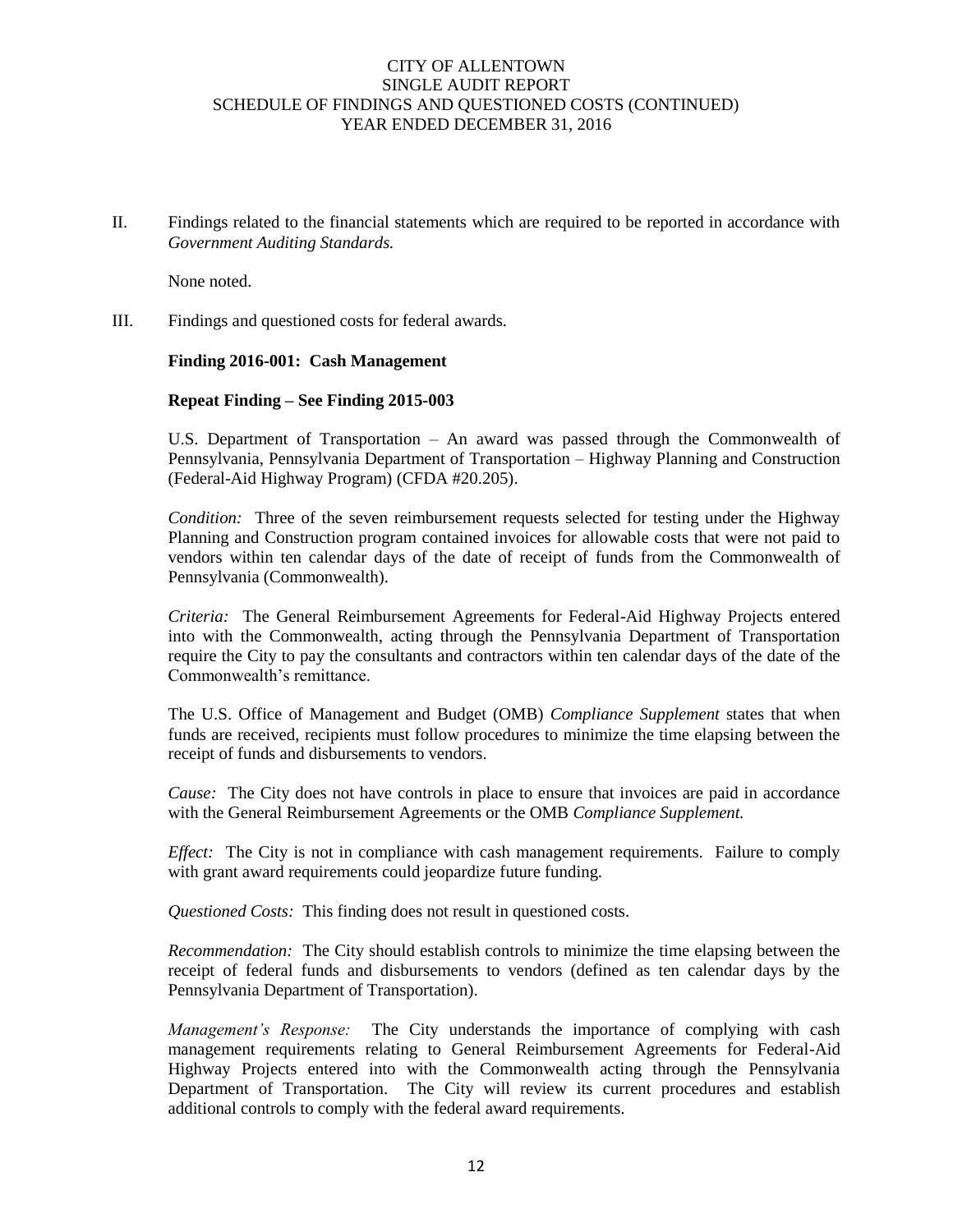II. Findings related to the financial statements which are required to be reported in accordance with *Government Auditing Standards.*

None noted.

III. Findings and questioned costs for federal awards.

**Finding 2016-001: Cash Management**

**Repeat Finding – See Finding 2015-003**

U.S. Department of Transportation – An award was passed through the Commonwealth of Pennsylvania, Pennsylvania Department of Transportation – Highway Planning and Construction (Federal-Aid Highway Program) (CFDA #20.205).

*Condition:* Three of the seven reimbursement requests selected for testing under the Highway Planning and Construction program contained invoices for allowable costs that were not paid to vendors within ten calendar days of the date of receipt of funds from the Commonwealth of Pennsylvania (Commonwealth).

*Criteria:* The General Reimbursement Agreements for Federal-Aid Highway Projects entered into with the Commonwealth, acting through the Pennsylvania Department of Transportation require the City to pay the consultants and contractors within ten calendar days of the date of the Commonwealth's remittance.

The U.S. Office of Management and Budget (OMB) *Compliance Supplement* states that when funds are received, recipients must follow procedures to minimize the time elapsing between the receipt of funds and disbursements to vendors.

*Cause:* The City does not have controls in place to ensure that invoices are paid in accordance with the General Reimbursement Agreements or the OMB *Compliance Supplement.*

*Effect:* The City is not in compliance with cash management requirements. Failure to comply with grant award requirements could jeopardize future funding.

*Questioned Costs:* This finding does not result in questioned costs.

*Recommendation:* The City should establish controls to minimize the time elapsing between the receipt of federal funds and disbursements to vendors (defined as ten calendar days by the Pennsylvania Department of Transportation).

*Management's Response:* The City understands the importance of complying with cash management requirements relating to General Reimbursement Agreements for Federal-Aid Highway Projects entered into with the Commonwealth acting through the Pennsylvania Department of Transportation. The City will review its current procedures and establish additional controls to comply with the federal award requirements.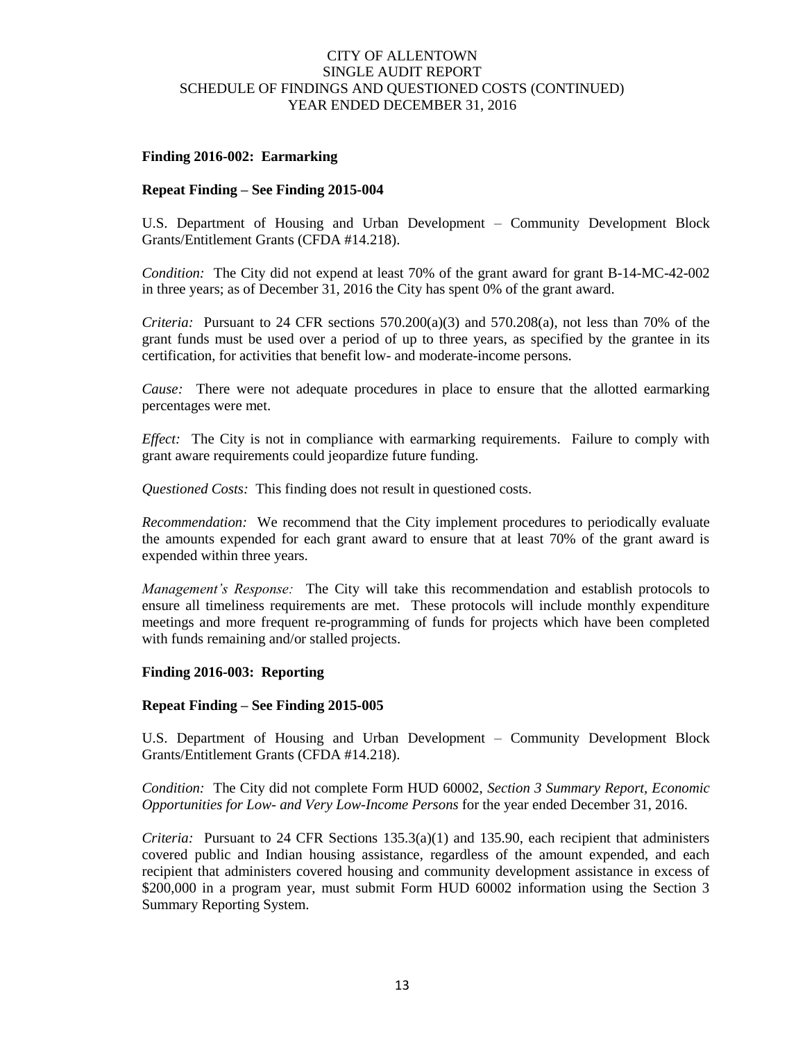**Finding 2016-002: Earmarking**

**Repeat Finding – See Finding 2015-004**

U.S. Department of Housing and Urban Development – Community Development Block Grants/Entitlement Grants (CFDA #14.218).

*Condition:* The City did not expend at least 70% of the grant award for grant B-14-MC-42-002 in three years; as of December 31, 2016 the City has spent 0% of the grant award.

*Criteria:* Pursuant to 24 CFR sections 570.200(a)(3) and 570.208(a), not less than 70% of the grant funds must be used over a period of up to three years, as specified by the grantee in its certification, for activities that benefit low- and moderate-income persons.

*Cause:* There were not adequate procedures in place to ensure that the allotted earmarking percentages were met.

*Effect:* The City is not in compliance with earmarking requirements. Failure to comply with grant aware requirements could jeopardize future funding.

*Questioned Costs:* This finding does not result in questioned costs.

*Recommendation:* We recommend that the City implement procedures to periodically evaluate the amounts expended for each grant award to ensure that at least 70% of the grant award is expended within three years.

*Management's Response:* The City will take this recommendation and establish protocols to ensure all timeliness requirements are met. These protocols will include monthly expenditure meetings and more frequent re-programming of funds for projects which have been completed with funds remaining and/or stalled projects.

**Finding 2016-003: Reporting**

**Repeat Finding – See Finding 2015-005**

U.S. Department of Housing and Urban Development – Community Development Block Grants/Entitlement Grants (CFDA #14.218).

*Condition:* The City did not complete Form HUD 60002, *Section 3 Summary Report, Economic Opportunities for Low- and Very Low-Income Persons* for the year ended December 31, 2016.

*Criteria:* Pursuant to 24 CFR Sections 135.3(a)(1) and 135.90, each recipient that administers covered public and Indian housing assistance, regardless of the amount expended, and each recipient that administers covered housing and community development assistance in excess of $200,000 in a program year, must submit Form HUD 60002 information using the Section 3 Summary Reporting System.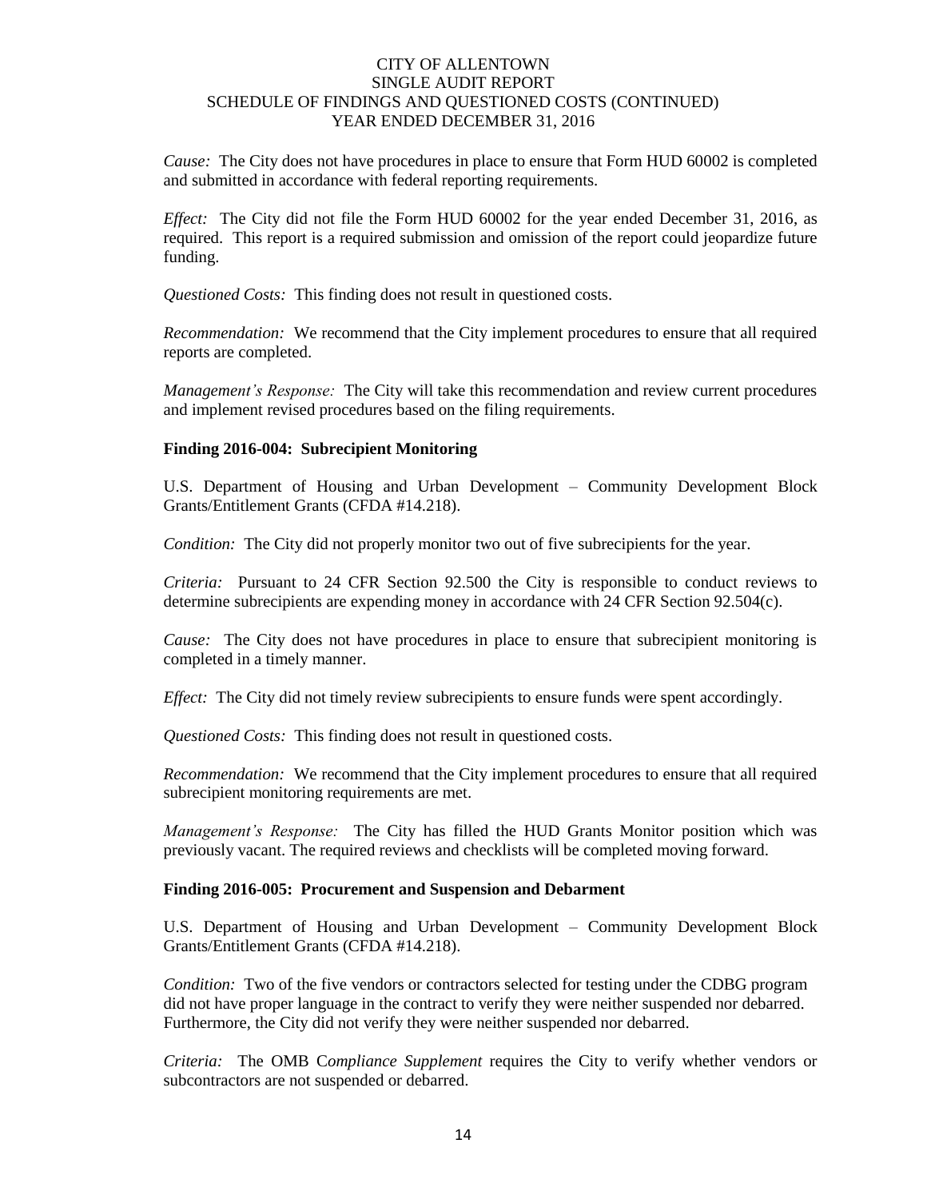*Cause:* The City does not have procedures in place to ensure that Form HUD 60002 is completed and submitted in accordance with federal reporting requirements.

*Effect:* The City did not file the Form HUD 60002 for the year ended December 31, 2016, as required. This report is a required submission and omission of the report could jeopardize future funding.

*Questioned Costs:* This finding does not result in questioned costs.

*Recommendation:* We recommend that the City implement procedures to ensure that all required reports are completed.

*Management's Response:* The City will take this recommendation and review current procedures and implement revised procedures based on the filing requirements.

**Finding 2016-004: Subrecipient Monitoring**

U.S. Department of Housing and Urban Development – Community Development Block Grants/Entitlement Grants (CFDA #14.218).

*Condition:* The City did not properly monitor two out of five subrecipients for the year.

*Criteria:* Pursuant to 24 CFR Section 92.500 the City is responsible to conduct reviews to determine subrecipients are expending money in accordance with 24 CFR Section 92.504(c).

*Cause:* The City does not have procedures in place to ensure that subrecipient monitoring is completed in a timely manner.

*Effect:* The City did not timely review subrecipients to ensure funds were spent accordingly.

*Questioned Costs:* This finding does not result in questioned costs.

*Recommendation:* We recommend that the City implement procedures to ensure that all required subrecipient monitoring requirements are met.

*Management's Response:* The City has filled the HUD Grants Monitor position which was previously vacant. The required reviews and checklists will be completed moving forward.

**Finding 2016-005: Procurement and Suspension and Debarment**

U.S. Department of Housing and Urban Development – Community Development Block Grants/Entitlement Grants (CFDA #14.218).

*Condition:* Two of the five vendors or contractors selected for testing under the CDBG program did not have proper language in the contract to verify they were neither suspended nor debarred. Furthermore, the City did not verify they were neither suspended nor debarred.

*Criteria:* The OMB *Compliance Supplement* requires the City to verify whether vendors or subcontractors are not suspended or debarred.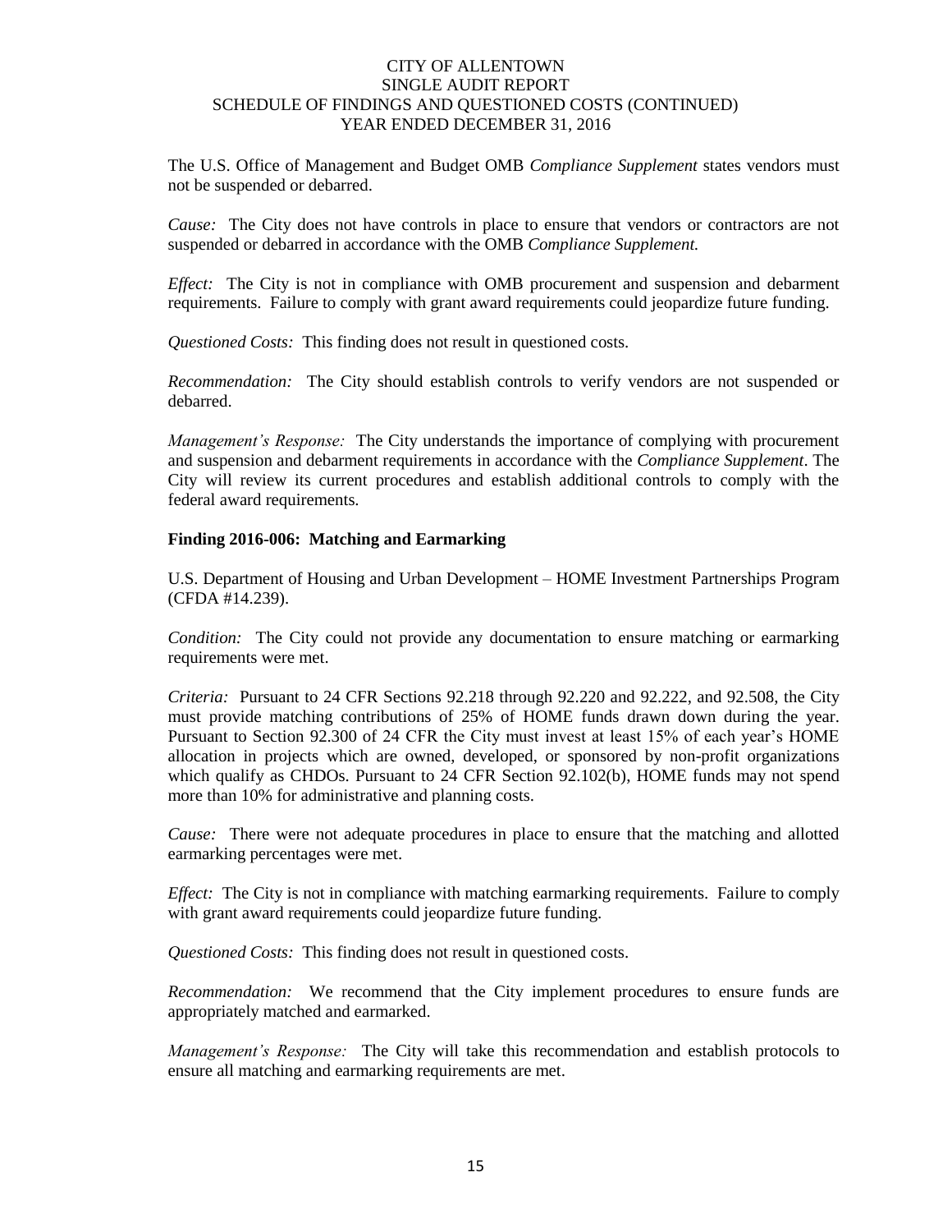The U.S. Office of Management and Budget OMB *Compliance Supplement* states vendors must not be suspended or debarred.

*Cause:* The City does not have controls in place to ensure that vendors or contractors are not suspended or debarred in accordance with the OMB *Compliance Supplement.*

*Effect:* The City is not in compliance with OMB procurement and suspension and debarment requirements. Failure to comply with grant award requirements could jeopardize future funding.

*Questioned Costs:* This finding does not result in questioned costs.

*Recommendation:* The City should establish controls to verify vendors are not suspended or debarred.

*Management's Response:* The City understands the importance of complying with procurement and suspension and debarment requirements in accordance with the *Compliance Supplement*. The City will review its current procedures and establish additional controls to comply with the federal award requirements.

**Finding 2016-006: Matching and Earmarking**

U.S. Department of Housing and Urban Development – HOME Investment Partnerships Program (CFDA #14.239).

*Condition:* The City could not provide any documentation to ensure matching or earmarking requirements were met.

*Criteria:* Pursuant to 24 CFR Sections 92.218 through 92.220 and 92.222, and 92.508, the City must provide matching contributions of 25% of HOME funds drawn down during the year. Pursuant to Section 92.300 of 24 CFR the City must invest at least 15% of each year's HOME allocation in projects which are owned, developed, or sponsored by non-profit organizations which qualify as CHDOs. Pursuant to 24 CFR Section 92.102(b), HOME funds may not spend more than 10% for administrative and planning costs.

*Cause:* There were not adequate procedures in place to ensure that the matching and allotted earmarking percentages were met.

*Effect:* The City is not in compliance with matching earmarking requirements. Failure to comply with grant award requirements could jeopardize future funding.

*Questioned Costs:* This finding does not result in questioned costs.

*Recommendation:* We recommend that the City implement procedures to ensure funds are appropriately matched and earmarked.

*Management's Response:* The City will take this recommendation and establish protocols to ensure all matching and earmarking requirements are met.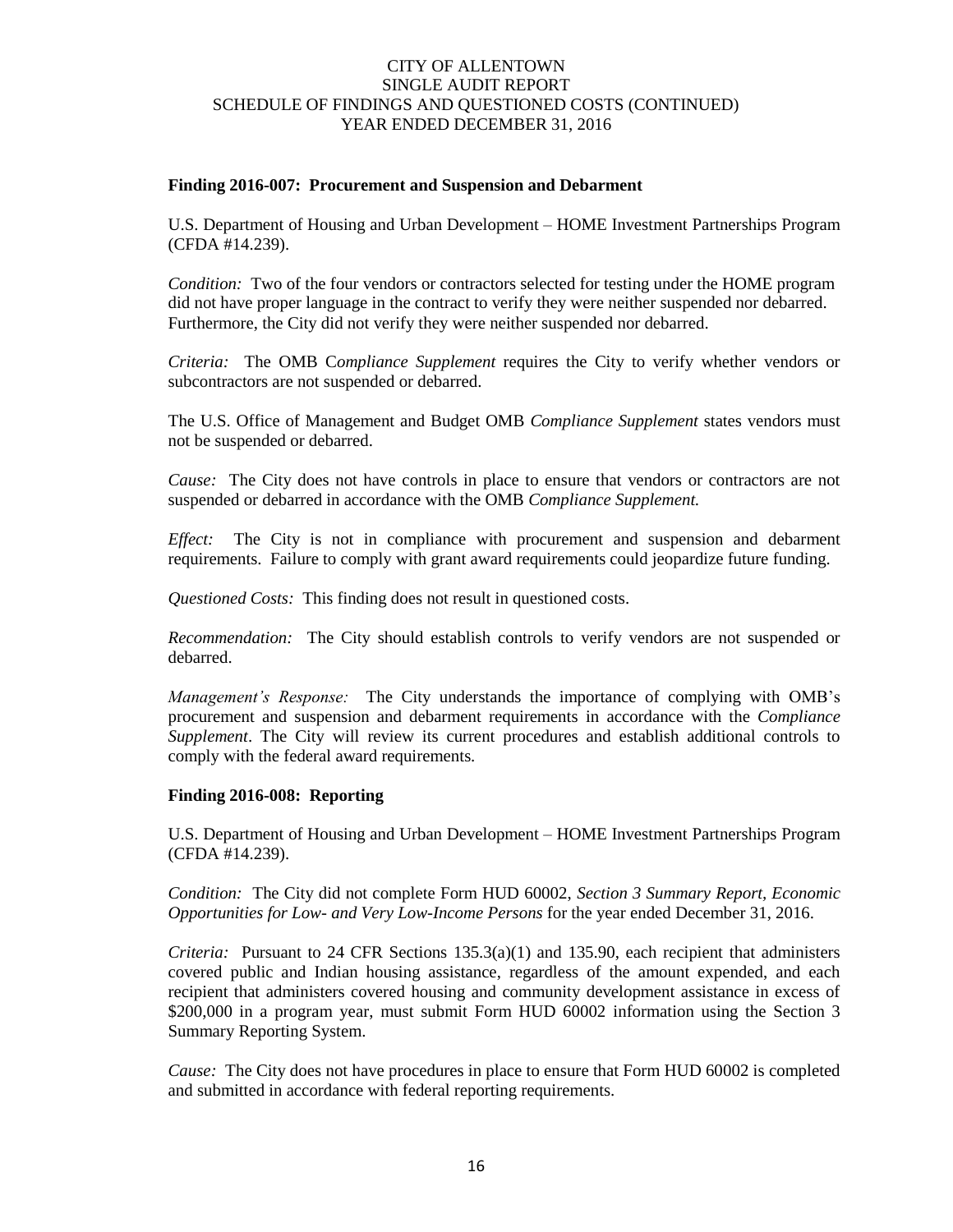**Finding 2016-007: Procurement and Suspension and Debarment**

U.S. Department of Housing and Urban Development – HOME Investment Partnerships Program (CFDA #14.239).

*Condition:* Two of the four vendors or contractors selected for testing under the HOME program did not have proper language in the contract to verify they were neither suspended nor debarred. Furthermore, the City did not verify they were neither suspended nor debarred.

*Criteria:* The OMB C*ompliance Supplement* requires the City to verify whether vendors or subcontractors are not suspended or debarred.

The U.S. Office of Management and Budget OMB *Compliance Supplement* states vendors must not be suspended or debarred.

*Cause:* The City does not have controls in place to ensure that vendors or contractors are not suspended or debarred in accordance with the OMB *Compliance Supplement.*

*Effect:* The City is not in compliance with procurement and suspension and debarment requirements. Failure to comply with grant award requirements could jeopardize future funding.

*Questioned Costs:* This finding does not result in questioned costs.

*Recommendation:* The City should establish controls to verify vendors are not suspended or debarred.

*Management's Response:* The City understands the importance of complying with OMB's procurement and suspension and debarment requirements in accordance with the *Compliance Supplement*. The City will review its current procedures and establish additional controls to comply with the federal award requirements.

**Finding 2016-008: Reporting**

U.S. Department of Housing and Urban Development – HOME Investment Partnerships Program (CFDA #14.239).

*Condition:* The City did not complete Form HUD 60002, *Section 3 Summary Report, Economic Opportunities for Low- and Very Low-Income Persons* for the year ended December 31, 2016.

*Criteria:* Pursuant to 24 CFR Sections 135.3(a)(1) and 135.90, each recipient that administers covered public and Indian housing assistance, regardless of the amount expended, and each recipient that administers covered housing and community development assistance in excess of $200,000 in a program year, must submit Form HUD 60002 information using the Section 3 Summary Reporting System.

*Cause:* The City does not have procedures in place to ensure that Form HUD 60002 is completed and submitted in accordance with federal reporting requirements.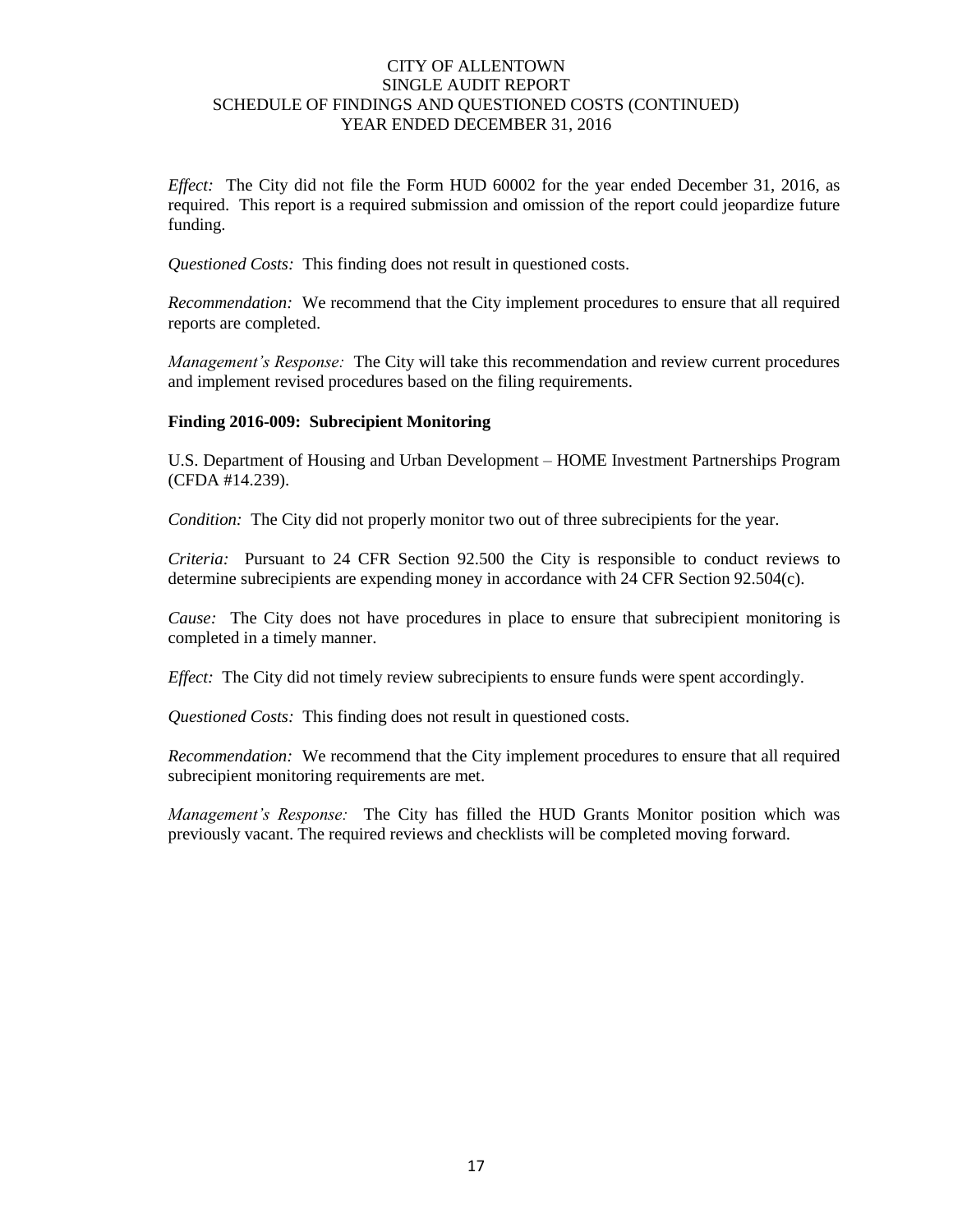*Effect:* The City did not file the Form HUD 60002 for the year ended December 31, 2016, as required. This report is a required submission and omission of the report could jeopardize future funding.

*Questioned Costs:* This finding does not result in questioned costs.

*Recommendation:* We recommend that the City implement procedures to ensure that all required reports are completed.

*Management's Response:* The City will take this recommendation and review current procedures and implement revised procedures based on the filing requirements.

**Finding 2016-009: Subrecipient Monitoring**

U.S. Department of Housing and Urban Development – HOME Investment Partnerships Program (CFDA #14.239).

*Condition:* The City did not properly monitor two out of three subrecipients for the year.

*Criteria:* Pursuant to 24 CFR Section 92.500 the City is responsible to conduct reviews to determine subrecipients are expending money in accordance with 24 CFR Section 92.504(c).

*Cause:* The City does not have procedures in place to ensure that subrecipient monitoring is completed in a timely manner.

*Effect:* The City did not timely review subrecipients to ensure funds were spent accordingly.

*Questioned Costs:* This finding does not result in questioned costs.

*Recommendation:* We recommend that the City implement procedures to ensure that all required subrecipient monitoring requirements are met.

*Management's Response:* The City has filled the HUD Grants Monitor position which was previously vacant. The required reviews and checklists will be completed moving forward.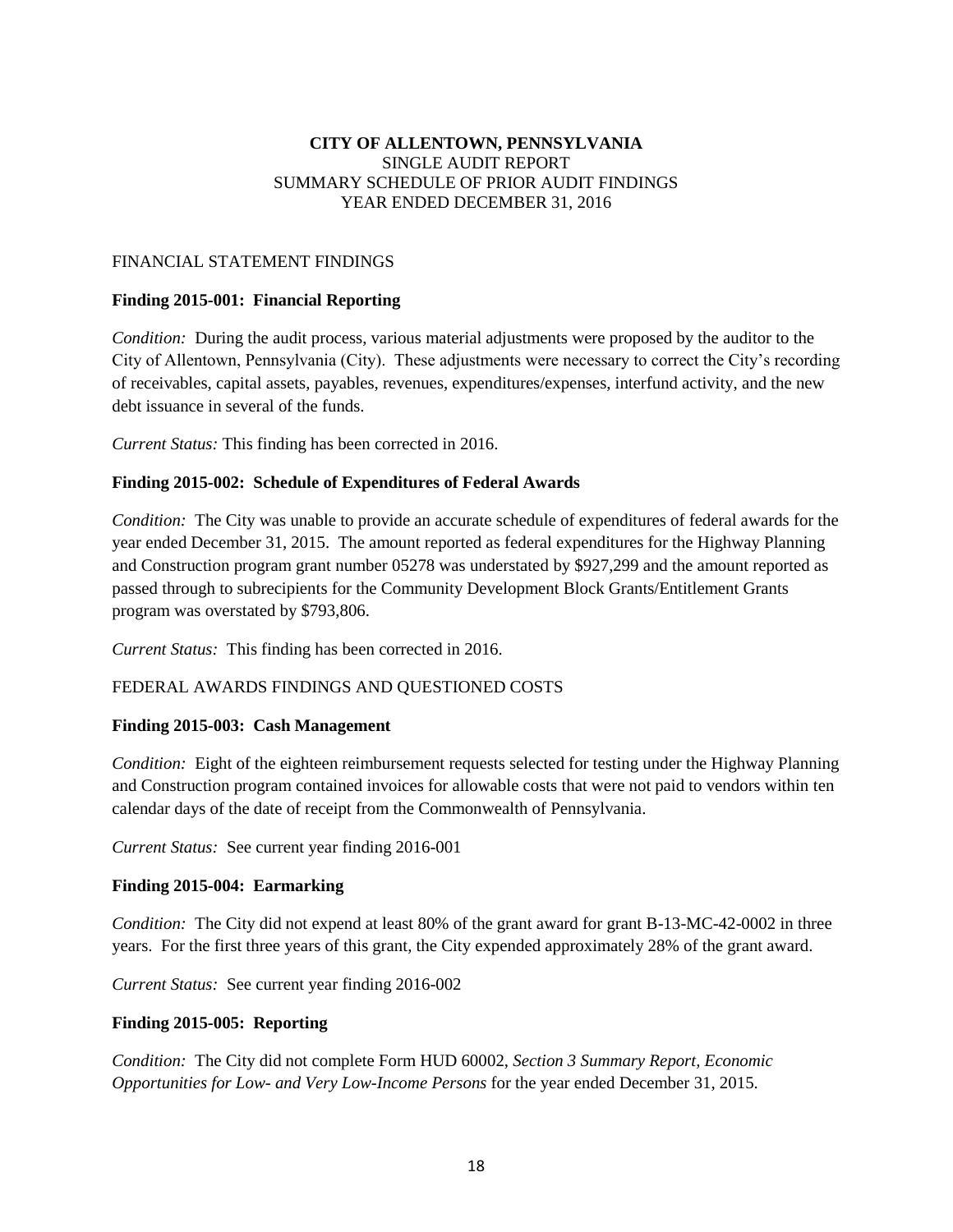**CITY OF ALLENTOWN, PENNSYLVANIA**
SINGLE AUDIT REPORT
SUMMARY SCHEDULE OF PRIOR AUDIT FINDINGS
YEAR ENDED DECEMBER 31, 2016

FINANCIAL STATEMENT FINDINGS

**Finding 2015-001: Financial Reporting**

*Condition:* During the audit process, various material adjustments were proposed by the auditor to the City of Allentown, Pennsylvania (City). These adjustments were necessary to correct the City's recording of receivables, capital assets, payables, revenues, expenditures/expenses, interfund activity, and the new debt issuance in several of the funds.

*Current Status:* This finding has been corrected in 2016.

**Finding 2015-002: Schedule of Expenditures of Federal Awards**

*Condition:* The City was unable to provide an accurate schedule of expenditures of federal awards for the year ended December 31, 2015. The amount reported as federal expenditures for the Highway Planning and Construction program grant number 05278 was understated by $927,299 and the amount reported as passed through to subrecipients for the Community Development Block Grants/Entitlement Grants program was overstated by $793,806.

*Current Status:* This finding has been corrected in 2016.

FEDERAL AWARDS FINDINGS AND QUESTIONED COSTS

**Finding 2015-003: Cash Management**

*Condition:* Eight of the eighteen reimbursement requests selected for testing under the Highway Planning and Construction program contained invoices for allowable costs that were not paid to vendors within ten calendar days of the date of receipt from the Commonwealth of Pennsylvania.

*Current Status:* See current year finding 2016-001

**Finding 2015-004: Earmarking**

*Condition:* The City did not expend at least 80% of the grant award for grant B-13-MC-42-0002 in three years. For the first three years of this grant, the City expended approximately 28% of the grant award.

*Current Status:* See current year finding 2016-002

**Finding 2015-005: Reporting**

*Condition:* The City did not complete Form HUD 60002, *Section 3 Summary Report, Economic Opportunities for Low- and Very Low-Income Persons* for the year ended December 31, 2015.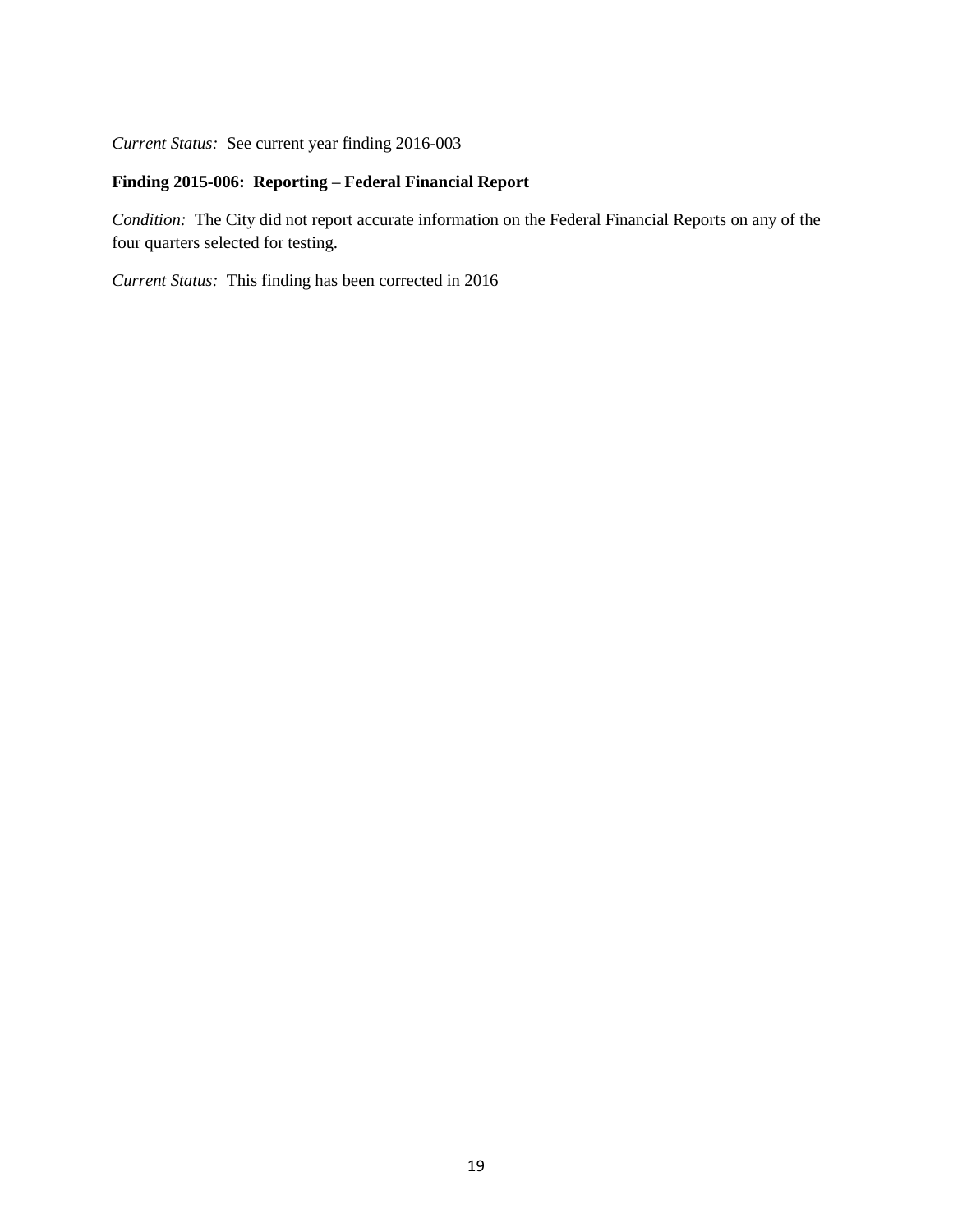*Current Status:* See current year finding 2016-003

**Finding 2015-006: Reporting – Federal Financial Report**

*Condition:* The City did not report accurate information on the Federal Financial Reports on any of the four quarters selected for testing.

*Current Status:* This finding has been corrected in 2016